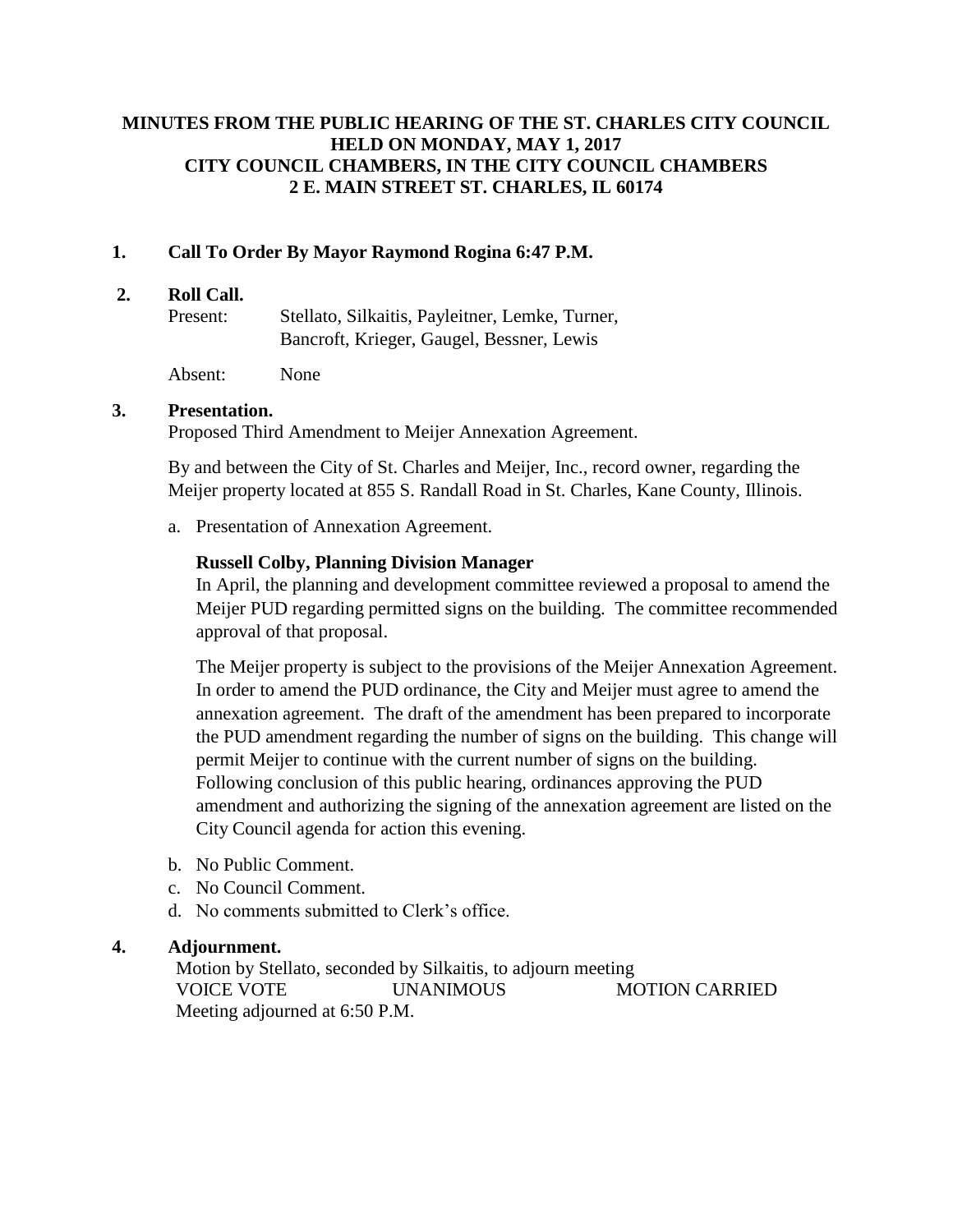# MINUTES FROM THE PUBLIC HEARING OF THE ST. CHARLES CITY COUNCIL HELD ON MONDAY, MAY 1, 2017 CITY COUNCIL CHAMBERS, IN THE CITY COUNCIL CHAMBERS 2 E. MAIN STREET ST. CHARLES, IL 60174

**1. Call To Order By Mayor Raymond Rogina 6:47 P.M.**

**2. Roll Call.**

Present: Stellato, Silkaitis, Payleitner, Lemke, Turner, Bancroft, Krieger, Gaugel, Bessner, Lewis

Absent: None

**3. Presentation.**

Proposed Third Amendment to Meijer Annexation Agreement.

By and between the City of St. Charles and Meijer, Inc., record owner, regarding the Meijer property located at 855 S. Randall Road in St. Charles, Kane County, Illinois.

a. Presentation of Annexation Agreement.

**Russell Colby, Planning Division Manager**

In April, the planning and development committee reviewed a proposal to amend the Meijer PUD regarding permitted signs on the building. The committee recommended approval of that proposal.

The Meijer property is subject to the provisions of the Meijer Annexation Agreement. In order to amend the PUD ordinance, the City and Meijer must agree to amend the annexation agreement. The draft of the amendment has been prepared to incorporate the PUD amendment regarding the number of signs on the building. This change will permit Meijer to continue with the current number of signs on the building. Following conclusion of this public hearing, ordinances approving the PUD amendment and authorizing the signing of the annexation agreement are listed on the City Council agenda for action this evening.

b. No Public Comment.

c. No Council Comment.

d. No comments submitted to Clerk's office.

**4. Adjournment.**

Motion by Stellato, seconded by Silkaitis, to adjourn meeting

VOICE VOTE UNANIMOUS MOTION CARRIED

Meeting adjourned at 6:50 P.M.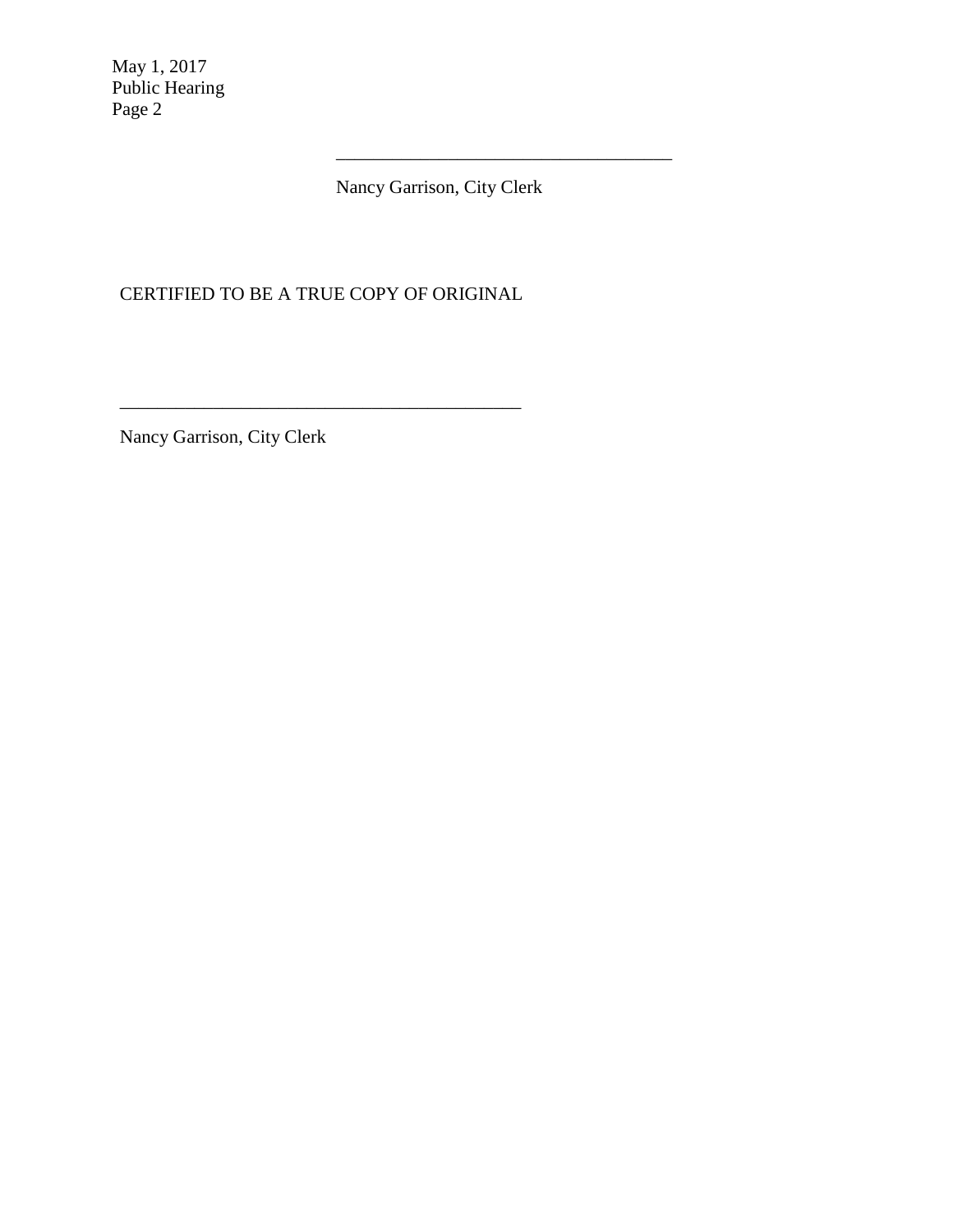\_\_\_\_\_\_\_\_\_\_\_\_\_\_\_\_\_\_\_\_\_\_\_\_\_\_\_\_\_\_\_\_\_\_\_

Nancy Garrison, City Clerk

CERTIFIED TO BE A TRUE COPY OF ORIGINAL

\_\_\_\_\_\_\_\_\_\_\_\_\_\_\_\_\_\_\_\_\_\_\_\_\_\_\_\_\_\_\_\_\_\_\_\_\_\_\_\_\_\_

Nancy Garrison, City Clerk